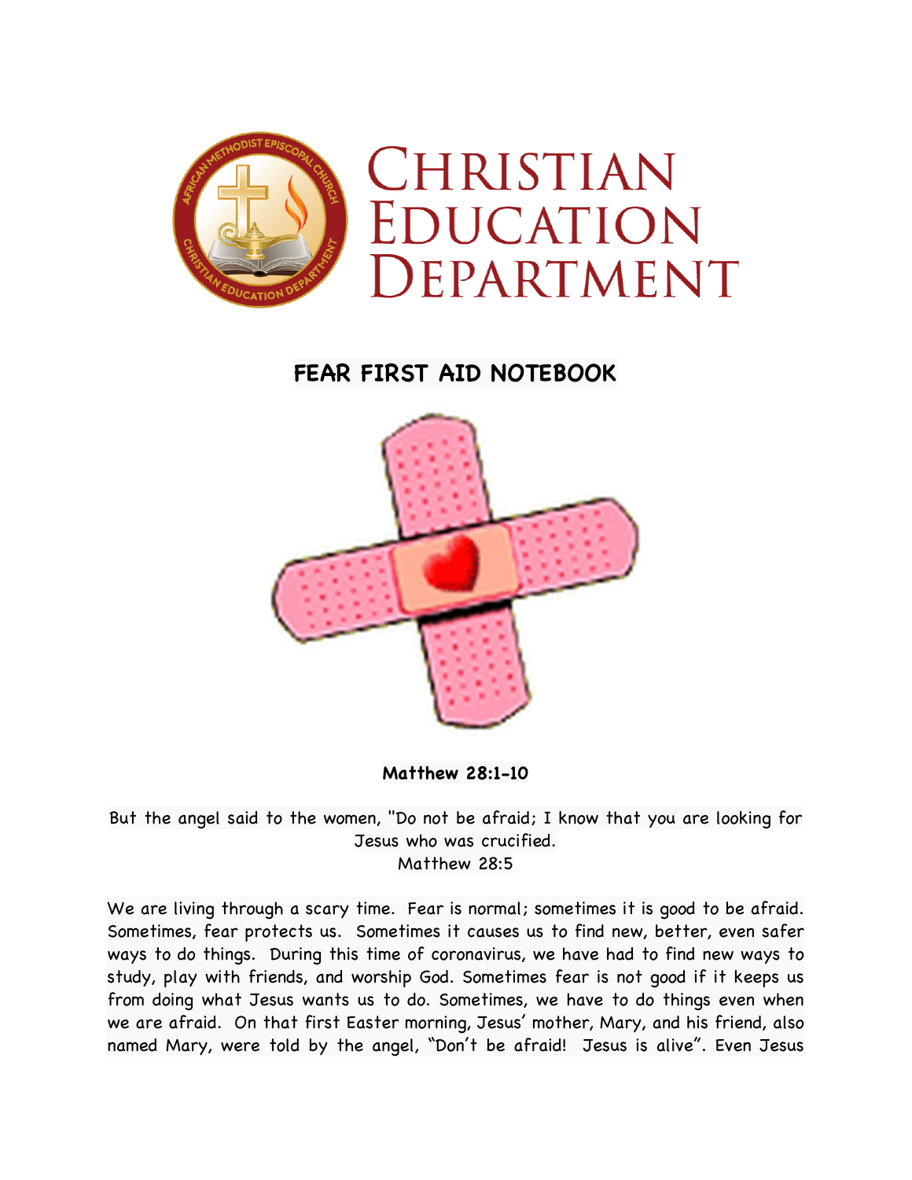# CHRISTIAN EDUCATION DEPARTMENT

## FEAR FIRST AID NOTEBOOK

**Matthew 28:1-10**

But the angel said to the women, "Do not be afraid; I know that you are looking for Jesus who was crucified.
Matthew 28:5

We are living through a scary time. Fear is normal; sometimes it is good to be afraid. Sometimes, fear protects us. Sometimes it causes us to find new, better, even safer ways to do things. During this time of coronavirus, we have had to find new ways to study, play with friends, and worship God. Sometimes fear is not good if it keeps us from doing what Jesus wants us to do. Sometimes, we have to do things even when we are afraid. On that first Easter morning, Jesus' mother, Mary, and his friend, also named Mary, were told by the angel, "Don't be afraid! Jesus is alive". Even Jesus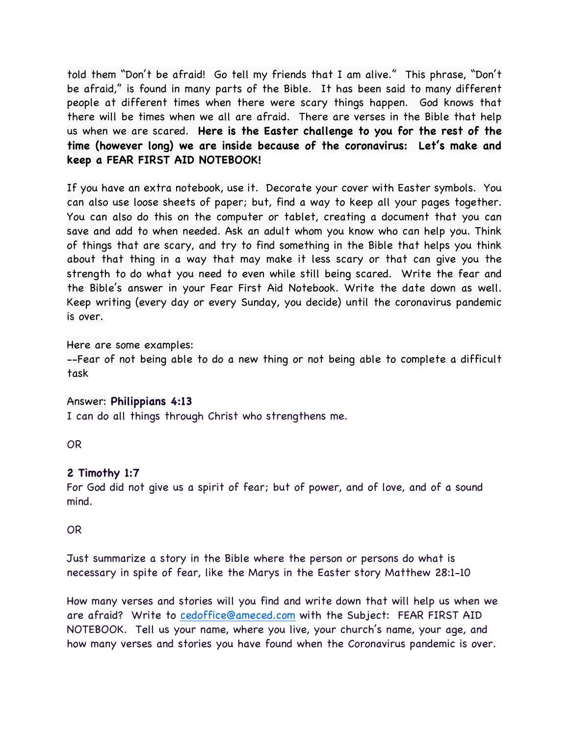told them "Don't be afraid! Go tell my friends that I am alive." This phrase, "Don't be afraid," is found in many parts of the Bible. It has been said to many different people at different times when there were scary things happen. God knows that there will be times when we all are afraid. There are verses in the Bible that help us when we are scared. **Here is the Easter challenge to you for the rest of the time (however long) we are inside because of the coronavirus: Let's make and keep a FEAR FIRST AID NOTEBOOK!**

If you have an extra notebook, use it. Decorate your cover with Easter symbols. You can also use loose sheets of paper; but, find a way to keep all your pages together. You can also do this on the computer or tablet, creating a document that you can save and add to when needed. Ask an adult whom you know who can help you. Think of things that are scary, and try to find something in the Bible that helps you think about that thing in a way that may make it less scary or that can give you the strength to do what you need to even while still being scared. Write the fear and the Bible's answer in your Fear First Aid Notebook. Write the date down as well. Keep writing (every day or every Sunday, you decide) until the coronavirus pandemic is over.

Here are some examples:
--Fear of not being able to do a new thing or not being able to complete a difficult task

Answer: **Philippians 4:13**
I can do all things through Christ who strengthens me.

OR

**2 Timothy 1:7**
For God did not give us a spirit of fear; but of power, and of love, and of a sound mind.

OR

Just summarize a story in the Bible where the person or persons do what is necessary in spite of fear, like the Marys in the Easter story Matthew 28:1-10

How many verses and stories will you find and write down that will help us when we are afraid? Write to cedoffice@ameced.com with the Subject: FEAR FIRST AID NOTEBOOK. Tell us your name, where you live, your church's name, your age, and how many verses and stories you have found when the Coronavirus pandemic is over.